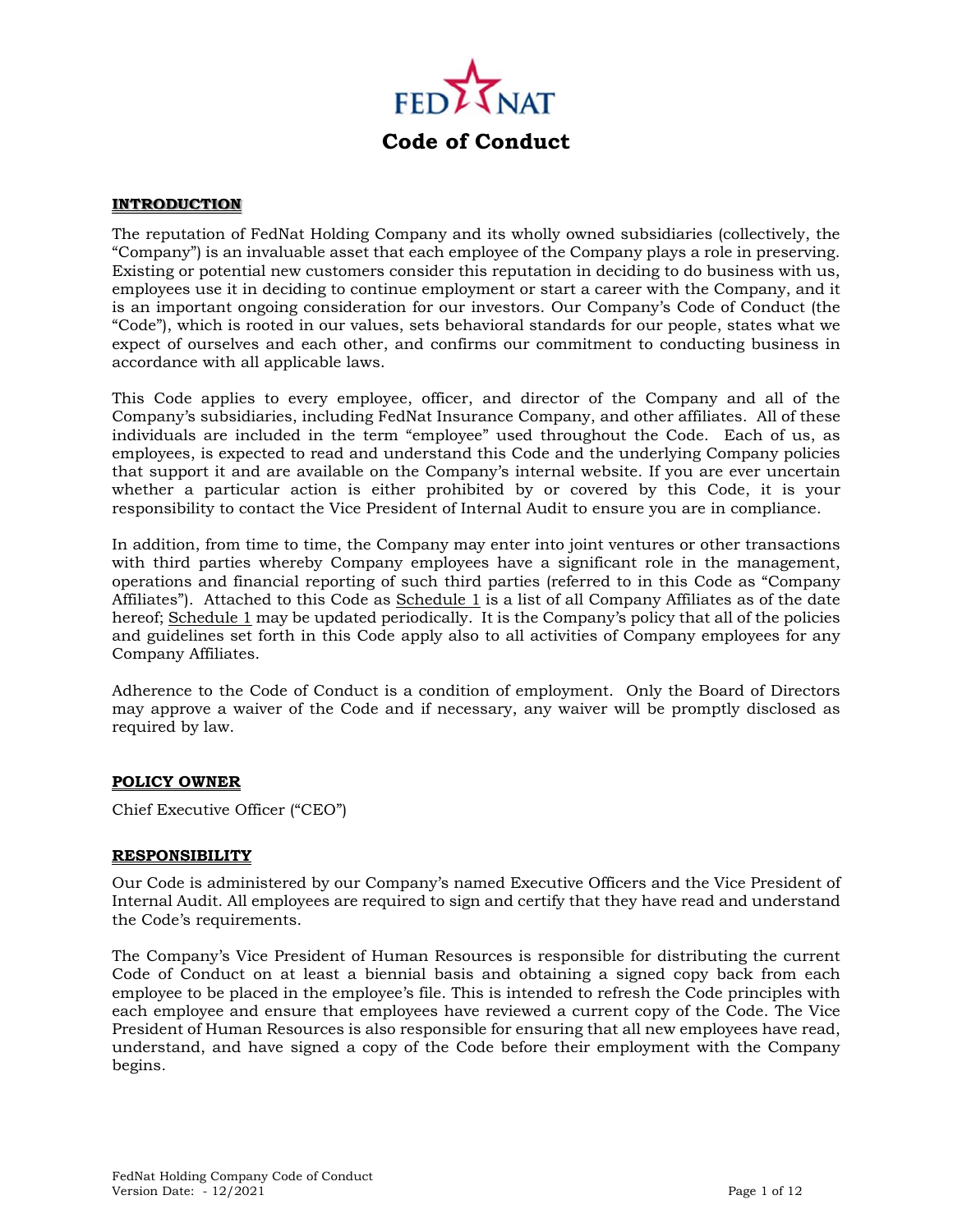FED NAT

# Code of Conduct

## INTRODUCTION

The reputation of FedNat Holding Company and its wholly owned subsidiaries (collectively, the "Company") is an invaluable asset that each employee of the Company plays a role in preserving. Existing or potential new customers consider this reputation in deciding to do business with us, employees use it in deciding to continue employment or start a career with the Company, and it is an important ongoing consideration for our investors. Our Company's Code of Conduct (the "Code"), which is rooted in our values, sets behavioral standards for our people, states what we expect of ourselves and each other, and confirms our commitment to conducting business in accordance with all applicable laws.

This Code applies to every employee, officer, and director of the Company and all of the Company's subsidiaries, including FedNat Insurance Company, and other affiliates. All of these individuals are included in the term "employee" used throughout the Code. Each of us, as employees, is expected to read and understand this Code and the underlying Company policies that support it and are available on the Company's internal website. If you are ever uncertain whether a particular action is either prohibited by or covered by this Code, it is your responsibility to contact the Vice President of Internal Audit to ensure you are in compliance.

In addition, from time to time, the Company may enter into joint ventures or other transactions with third parties whereby Company employees have a significant role in the management, operations and financial reporting of such third parties (referred to in this Code as "Company Affiliates"). Attached to this Code as Schedule 1 is a list of all Company Affiliates as of the date hereof; Schedule 1 may be updated periodically. It is the Company's policy that all of the policies and guidelines set forth in this Code apply also to all activities of Company employees for any Company Affiliates.

Adherence to the Code of Conduct is a condition of employment. Only the Board of Directors may approve a waiver of the Code and if necessary, any waiver will be promptly disclosed as required by law.

## POLICY OWNER

Chief Executive Officer ("CEO")

## RESPONSIBILITY

Our Code is administered by our Company's named Executive Officers and the Vice President of Internal Audit. All employees are required to sign and certify that they have read and understand the Code's requirements.

The Company's Vice President of Human Resources is responsible for distributing the current Code of Conduct on at least a biennial basis and obtaining a signed copy back from each employee to be placed in the employee's file. This is intended to refresh the Code principles with each employee and ensure that employees have reviewed a current copy of the Code. The Vice President of Human Resources is also responsible for ensuring that all new employees have read, understand, and have signed a copy of the Code before their employment with the Company begins.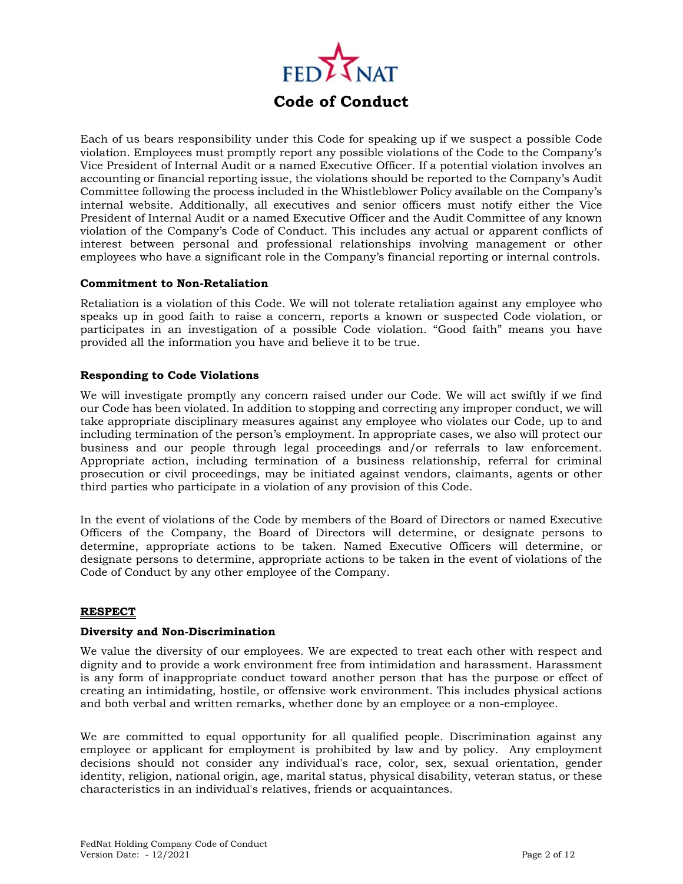# Code of Conduct

Each of us bears responsibility under this Code for speaking up if we suspect a possible Code violation. Employees must promptly report any possible violations of the Code to the Company's Vice President of Internal Audit or a named Executive Officer. If a potential violation involves an accounting or financial reporting issue, the violations should be reported to the Company's Audit Committee following the process included in the Whistleblower Policy available on the Company's internal website. Additionally, all executives and senior officers must notify either the Vice President of Internal Audit or a named Executive Officer and the Audit Committee of any known violation of the Company's Code of Conduct. This includes any actual or apparent conflicts of interest between personal and professional relationships involving management or other employees who have a significant role in the Company's financial reporting or internal controls.

**Commitment to Non-Retaliation**

Retaliation is a violation of this Code. We will not tolerate retaliation against any employee who speaks up in good faith to raise a concern, reports a known or suspected Code violation, or participates in an investigation of a possible Code violation. "Good faith" means you have provided all the information you have and believe it to be true.

**Responding to Code Violations**

We will investigate promptly any concern raised under our Code. We will act swiftly if we find our Code has been violated. In addition to stopping and correcting any improper conduct, we will take appropriate disciplinary measures against any employee who violates our Code, up to and including termination of the person's employment. In appropriate cases, we also will protect our business and our people through legal proceedings and/or referrals to law enforcement. Appropriate action, including termination of a business relationship, referral for criminal prosecution or civil proceedings, may be initiated against vendors, claimants, agents or other third parties who participate in a violation of any provision of this Code.

In the event of violations of the Code by members of the Board of Directors or named Executive Officers of the Company, the Board of Directors will determine, or designate persons to determine, appropriate actions to be taken. Named Executive Officers will determine, or designate persons to determine, appropriate actions to be taken in the event of violations of the Code of Conduct by any other employee of the Company.

## RESPECT

**Diversity and Non-Discrimination**

We value the diversity of our employees. We are expected to treat each other with respect and dignity and to provide a work environment free from intimidation and harassment. Harassment is any form of inappropriate conduct toward another person that has the purpose or effect of creating an intimidating, hostile, or offensive work environment. This includes physical actions and both verbal and written remarks, whether done by an employee or a non-employee.

We are committed to equal opportunity for all qualified people. Discrimination against any employee or applicant for employment is prohibited by law and by policy. Any employment decisions should not consider any individual's race, color, sex, sexual orientation, gender identity, religion, national origin, age, marital status, physical disability, veteran status, or these characteristics in an individual's relatives, friends or acquaintances.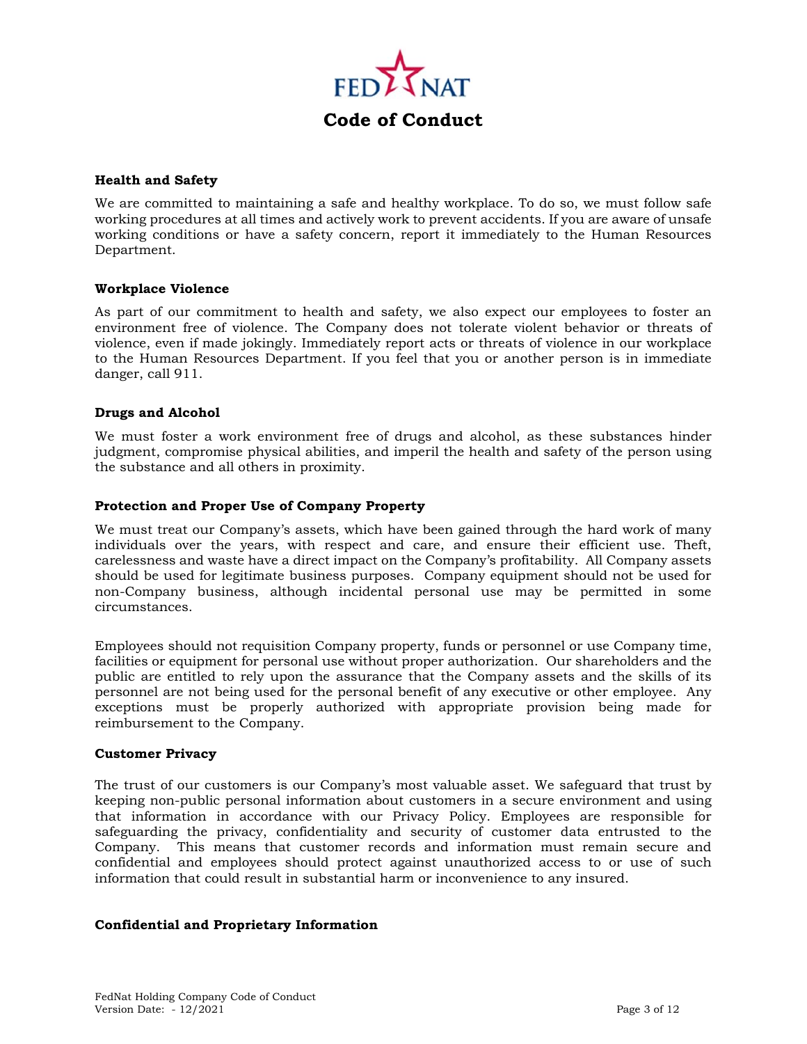## Health and Safety

We are committed to maintaining a safe and healthy workplace. To do so, we must follow safe working procedures at all times and actively work to prevent accidents. If you are aware of unsafe working conditions or have a safety concern, report it immediately to the Human Resources Department.

## Workplace Violence

As part of our commitment to health and safety, we also expect our employees to foster an environment free of violence. The Company does not tolerate violent behavior or threats of violence, even if made jokingly. Immediately report acts or threats of violence in our workplace to the Human Resources Department. If you feel that you or another person is in immediate danger, call 911.

## Drugs and Alcohol

We must foster a work environment free of drugs and alcohol, as these substances hinder judgment, compromise physical abilities, and imperil the health and safety of the person using the substance and all others in proximity.

## Protection and Proper Use of Company Property

We must treat our Company's assets, which have been gained through the hard work of many individuals over the years, with respect and care, and ensure their efficient use. Theft, carelessness and waste have a direct impact on the Company's profitability. All Company assets should be used for legitimate business purposes. Company equipment should not be used for non-Company business, although incidental personal use may be permitted in some circumstances.

Employees should not requisition Company property, funds or personnel or use Company time, facilities or equipment for personal use without proper authorization. Our shareholders and the public are entitled to rely upon the assurance that the Company assets and the skills of its personnel are not being used for the personal benefit of any executive or other employee. Any exceptions must be properly authorized with appropriate provision being made for reimbursement to the Company.

## Customer Privacy

The trust of our customers is our Company's most valuable asset. We safeguard that trust by keeping non-public personal information about customers in a secure environment and using that information in accordance with our Privacy Policy. Employees are responsible for safeguarding the privacy, confidentiality and security of customer data entrusted to the Company. This means that customer records and information must remain secure and confidential and employees should protect against unauthorized access to or use of such information that could result in substantial harm or inconvenience to any insured.

## Confidential and Proprietary Information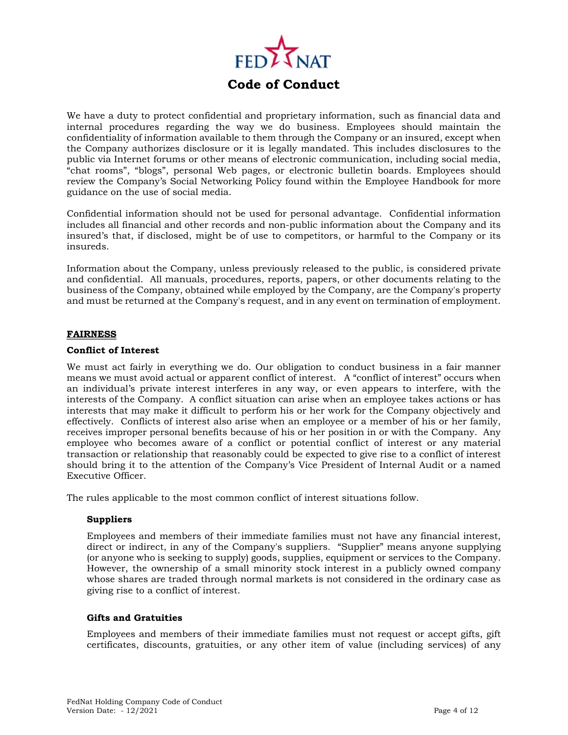# Code of Conduct

We have a duty to protect confidential and proprietary information, such as financial data and internal procedures regarding the way we do business. Employees should maintain the confidentiality of information available to them through the Company or an insured, except when the Company authorizes disclosure or it is legally mandated. This includes disclosures to the public via Internet forums or other means of electronic communication, including social media, “chat rooms”, “blogs”, personal Web pages, or electronic bulletin boards. Employees should review the Company’s Social Networking Policy found within the Employee Handbook for more guidance on the use of social media.

Confidential information should not be used for personal advantage. Confidential information includes all financial and other records and non-public information about the Company and its insured’s that, if disclosed, might be of use to competitors, or harmful to the Company or its insureds.

Information about the Company, unless previously released to the public, is considered private and confidential. All manuals, procedures, reports, papers, or other documents relating to the business of the Company, obtained while employed by the Company, are the Company's property and must be returned at the Company's request, and in any event on termination of employment.

## FAIRNESS

### Conflict of Interest

We must act fairly in everything we do. Our obligation to conduct business in a fair manner means we must avoid actual or apparent conflict of interest. A “conflict of interest” occurs when an individual’s private interest interferes in any way, or even appears to interfere, with the interests of the Company. A conflict situation can arise when an employee takes actions or has interests that may make it difficult to perform his or her work for the Company objectively and effectively. Conflicts of interest also arise when an employee or a member of his or her family, receives improper personal benefits because of his or her position in or with the Company. Any employee who becomes aware of a conflict or potential conflict of interest or any material transaction or relationship that reasonably could be expected to give rise to a conflict of interest should bring it to the attention of the Company’s Vice President of Internal Audit or a named Executive Officer.

The rules applicable to the most common conflict of interest situations follow.

#### Suppliers

Employees and members of their immediate families must not have any financial interest, direct or indirect, in any of the Company's suppliers. “Supplier” means anyone supplying (or anyone who is seeking to supply) goods, supplies, equipment or services to the Company. However, the ownership of a small minority stock interest in a publicly owned company whose shares are traded through normal markets is not considered in the ordinary case as giving rise to a conflict of interest.

#### Gifts and Gratuities

Employees and members of their immediate families must not request or accept gifts, gift certificates, discounts, gratuities, or any other item of value (including services) of any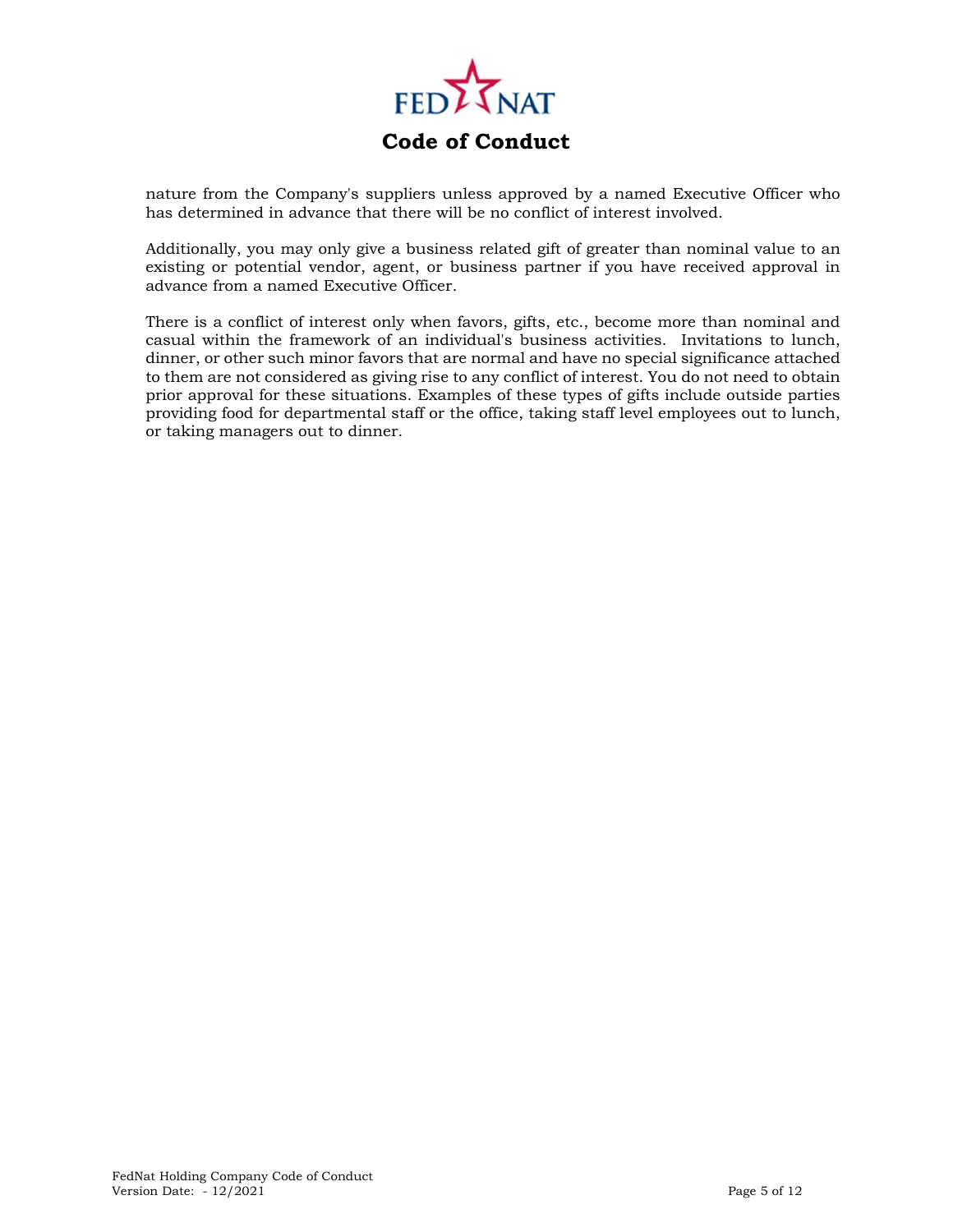nature from the Company's suppliers unless approved by a named Executive Officer who has determined in advance that there will be no conflict of interest involved.

Additionally, you may only give a business related gift of greater than nominal value to an existing or potential vendor, agent, or business partner if you have received approval in advance from a named Executive Officer.

There is a conflict of interest only when favors, gifts, etc., become more than nominal and casual within the framework of an individual's business activities. Invitations to lunch, dinner, or other such minor favors that are normal and have no special significance attached to them are not considered as giving rise to any conflict of interest. You do not need to obtain prior approval for these situations. Examples of these types of gifts include outside parties providing food for departmental staff or the office, taking staff level employees out to lunch, or taking managers out to dinner.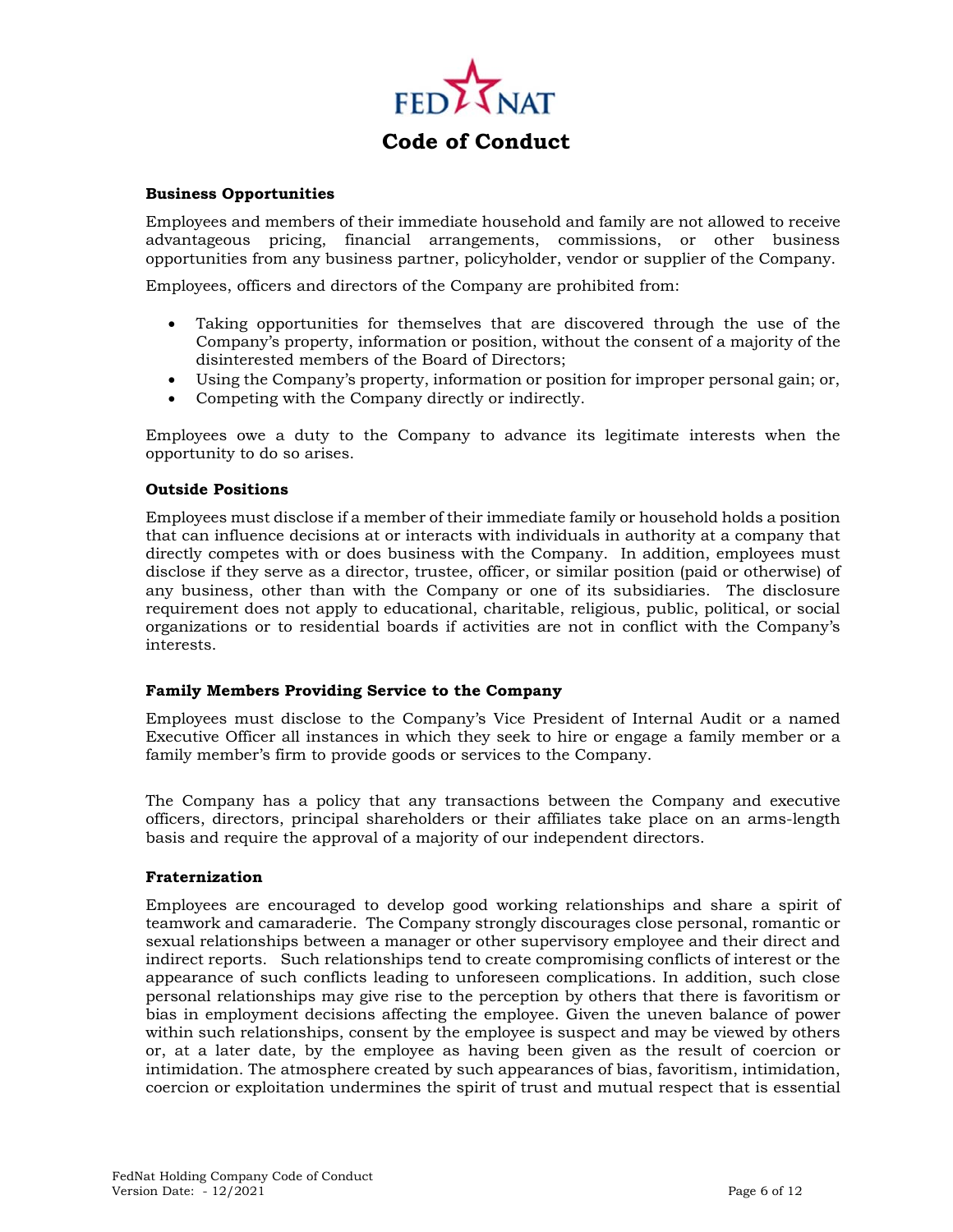# Code of Conduct

### Business Opportunities

Employees and members of their immediate household and family are not allowed to receive advantageous pricing, financial arrangements, commissions, or other business opportunities from any business partner, policyholder, vendor or supplier of the Company.

Employees, officers and directors of the Company are prohibited from:

- Taking opportunities for themselves that are discovered through the use of the Company's property, information or position, without the consent of a majority of the disinterested members of the Board of Directors;
- Using the Company's property, information or position for improper personal gain; or,
- Competing with the Company directly or indirectly.

Employees owe a duty to the Company to advance its legitimate interests when the opportunity to do so arises.

### Outside Positions

Employees must disclose if a member of their immediate family or household holds a position that can influence decisions at or interacts with individuals in authority at a company that directly competes with or does business with the Company. In addition, employees must disclose if they serve as a director, trustee, officer, or similar position (paid or otherwise) of any business, other than with the Company or one of its subsidiaries. The disclosure requirement does not apply to educational, charitable, religious, public, political, or social organizations or to residential boards if activities are not in conflict with the Company's interests.

### Family Members Providing Service to the Company

Employees must disclose to the Company's Vice President of Internal Audit or a named Executive Officer all instances in which they seek to hire or engage a family member or a family member's firm to provide goods or services to the Company.

The Company has a policy that any transactions between the Company and executive officers, directors, principal shareholders or their affiliates take place on an arms-length basis and require the approval of a majority of our independent directors.

### Fraternization

Employees are encouraged to develop good working relationships and share a spirit of teamwork and camaraderie. The Company strongly discourages close personal, romantic or sexual relationships between a manager or other supervisory employee and their direct and indirect reports. Such relationships tend to create compromising conflicts of interest or the appearance of such conflicts leading to unforeseen complications. In addition, such close personal relationships may give rise to the perception by others that there is favoritism or bias in employment decisions affecting the employee. Given the uneven balance of power within such relationships, consent by the employee is suspect and may be viewed by others or, at a later date, by the employee as having been given as the result of coercion or intimidation. The atmosphere created by such appearances of bias, favoritism, intimidation, coercion or exploitation undermines the spirit of trust and mutual respect that is essential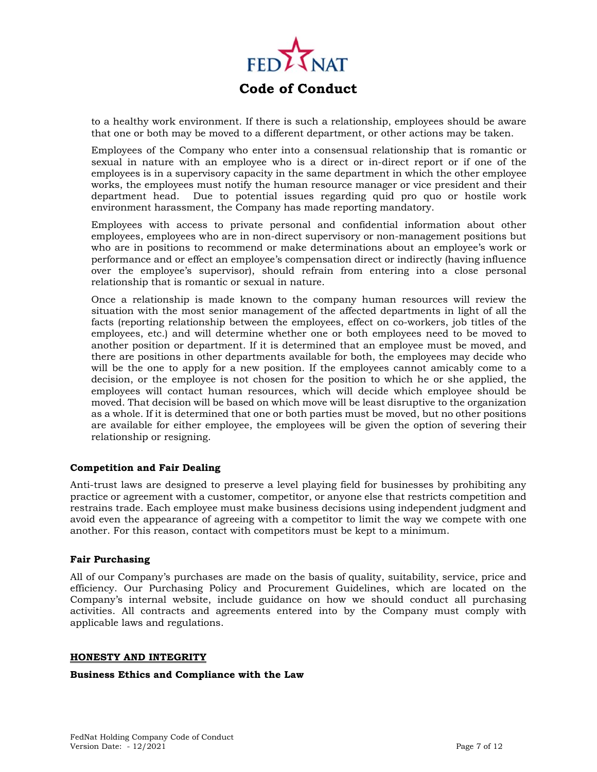to a healthy work environment. If there is such a relationship, employees should be aware that one or both may be moved to a different department, or other actions may be taken.

Employees of the Company who enter into a consensual relationship that is romantic or sexual in nature with an employee who is a direct or in-direct report or if one of the employees is in a supervisory capacity in the same department in which the other employee works, the employees must notify the human resource manager or vice president and their department head. Due to potential issues regarding quid pro quo or hostile work environment harassment, the Company has made reporting mandatory.

Employees with access to private personal and confidential information about other employees, employees who are in non-direct supervisory or non-management positions but who are in positions to recommend or make determinations about an employee's work or performance and or effect an employee's compensation direct or indirectly (having influence over the employee's supervisor), should refrain from entering into a close personal relationship that is romantic or sexual in nature.

Once a relationship is made known to the company human resources will review the situation with the most senior management of the affected departments in light of all the facts (reporting relationship between the employees, effect on co-workers, job titles of the employees, etc.) and will determine whether one or both employees need to be moved to another position or department. If it is determined that an employee must be moved, and there are positions in other departments available for both, the employees may decide who will be the one to apply for a new position. If the employees cannot amicably come to a decision, or the employee is not chosen for the position to which he or she applied, the employees will contact human resources, which will decide which employee should be moved. That decision will be based on which move will be least disruptive to the organization as a whole. If it is determined that one or both parties must be moved, but no other positions are available for either employee, the employees will be given the option of severing their relationship or resigning.

**Competition and Fair Dealing**

Anti-trust laws are designed to preserve a level playing field for businesses by prohibiting any practice or agreement with a customer, competitor, or anyone else that restricts competition and restrains trade. Each employee must make business decisions using independent judgment and avoid even the appearance of agreeing with a competitor to limit the way we compete with one another. For this reason, contact with competitors must be kept to a minimum.

**Fair Purchasing**

All of our Company's purchases are made on the basis of quality, suitability, service, price and efficiency. Our Purchasing Policy and Procurement Guidelines, which are located on the Company's internal website, include guidance on how we should conduct all purchasing activities. All contracts and agreements entered into by the Company must comply with applicable laws and regulations.

## HONESTY AND INTEGRITY

**Business Ethics and Compliance with the Law**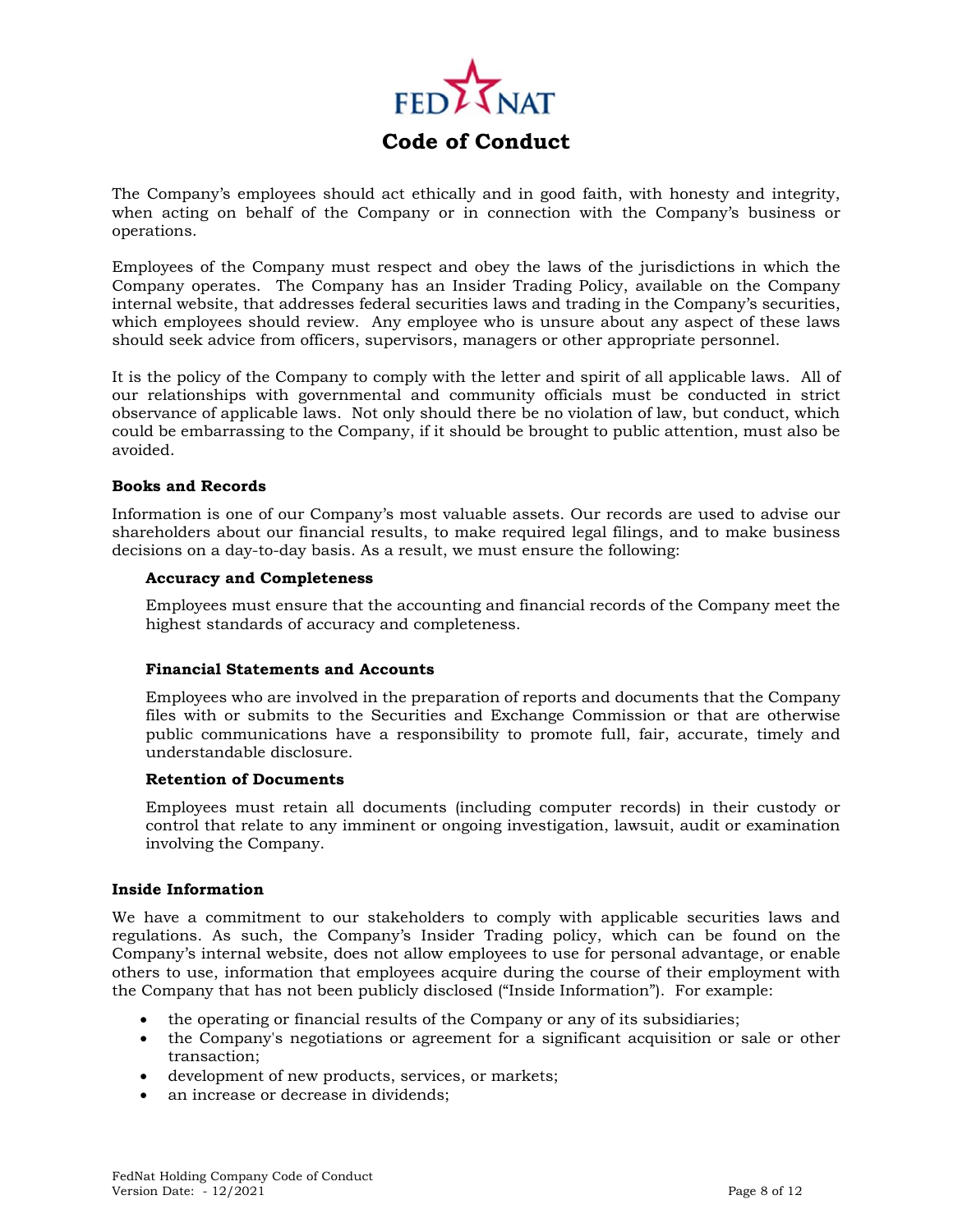# Code of Conduct

The Company's employees should act ethically and in good faith, with honesty and integrity, when acting on behalf of the Company or in connection with the Company's business or operations.

Employees of the Company must respect and obey the laws of the jurisdictions in which the Company operates. The Company has an Insider Trading Policy, available on the Company internal website, that addresses federal securities laws and trading in the Company's securities, which employees should review. Any employee who is unsure about any aspect of these laws should seek advice from officers, supervisors, managers or other appropriate personnel.

It is the policy of the Company to comply with the letter and spirit of all applicable laws. All of our relationships with governmental and community officials must be conducted in strict observance of applicable laws. Not only should there be no violation of law, but conduct, which could be embarrassing to the Company, if it should be brought to public attention, must also be avoided.

**Books and Records**

Information is one of our Company's most valuable assets. Our records are used to advise our shareholders about our financial results, to make required legal filings, and to make business decisions on a day-to-day basis. As a result, we must ensure the following:

**Accuracy and Completeness**

Employees must ensure that the accounting and financial records of the Company meet the highest standards of accuracy and completeness.

**Financial Statements and Accounts**

Employees who are involved in the preparation of reports and documents that the Company files with or submits to the Securities and Exchange Commission or that are otherwise public communications have a responsibility to promote full, fair, accurate, timely and understandable disclosure.

**Retention of Documents**

Employees must retain all documents (including computer records) in their custody or control that relate to any imminent or ongoing investigation, lawsuit, audit or examination involving the Company.

**Inside Information**

We have a commitment to our stakeholders to comply with applicable securities laws and regulations. As such, the Company's Insider Trading policy, which can be found on the Company's internal website, does not allow employees to use for personal advantage, or enable others to use, information that employees acquire during the course of their employment with the Company that has not been publicly disclosed ("Inside Information"). For example:

- the operating or financial results of the Company or any of its subsidiaries;
- the Company's negotiations or agreement for a significant acquisition or sale or other transaction;
- development of new products, services, or markets;
- an increase or decrease in dividends;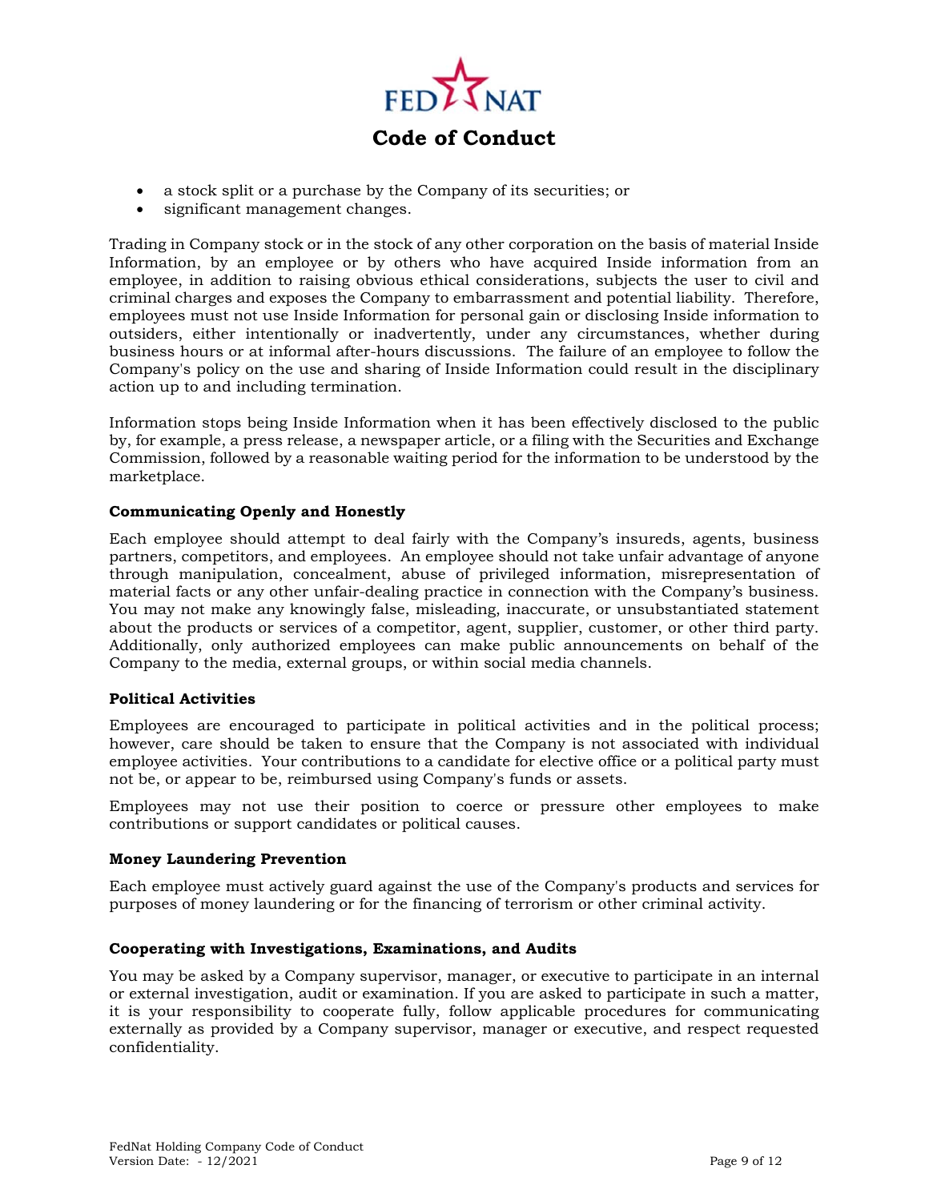- a stock split or a purchase by the Company of its securities; or
- significant management changes.

Trading in Company stock or in the stock of any other corporation on the basis of material Inside Information, by an employee or by others who have acquired Inside information from an employee, in addition to raising obvious ethical considerations, subjects the user to civil and criminal charges and exposes the Company to embarrassment and potential liability. Therefore, employees must not use Inside Information for personal gain or disclosing Inside information to outsiders, either intentionally or inadvertently, under any circumstances, whether during business hours or at informal after-hours discussions. The failure of an employee to follow the Company's policy on the use and sharing of Inside Information could result in the disciplinary action up to and including termination.

Information stops being Inside Information when it has been effectively disclosed to the public by, for example, a press release, a newspaper article, or a filing with the Securities and Exchange Commission, followed by a reasonable waiting period for the information to be understood by the marketplace.

### Communicating Openly and Honestly

Each employee should attempt to deal fairly with the Company's insureds, agents, business partners, competitors, and employees. An employee should not take unfair advantage of anyone through manipulation, concealment, abuse of privileged information, misrepresentation of material facts or any other unfair-dealing practice in connection with the Company's business. You may not make any knowingly false, misleading, inaccurate, or unsubstantiated statement about the products or services of a competitor, agent, supplier, customer, or other third party. Additionally, only authorized employees can make public announcements on behalf of the Company to the media, external groups, or within social media channels.

### Political Activities

Employees are encouraged to participate in political activities and in the political process; however, care should be taken to ensure that the Company is not associated with individual employee activities. Your contributions to a candidate for elective office or a political party must not be, or appear to be, reimbursed using Company's funds or assets.

Employees may not use their position to coerce or pressure other employees to make contributions or support candidates or political causes.

### Money Laundering Prevention

Each employee must actively guard against the use of the Company's products and services for purposes of money laundering or for the financing of terrorism or other criminal activity.

### Cooperating with Investigations, Examinations, and Audits

You may be asked by a Company supervisor, manager, or executive to participate in an internal or external investigation, audit or examination. If you are asked to participate in such a matter, it is your responsibility to cooperate fully, follow applicable procedures for communicating externally as provided by a Company supervisor, manager or executive, and respect requested confidentiality.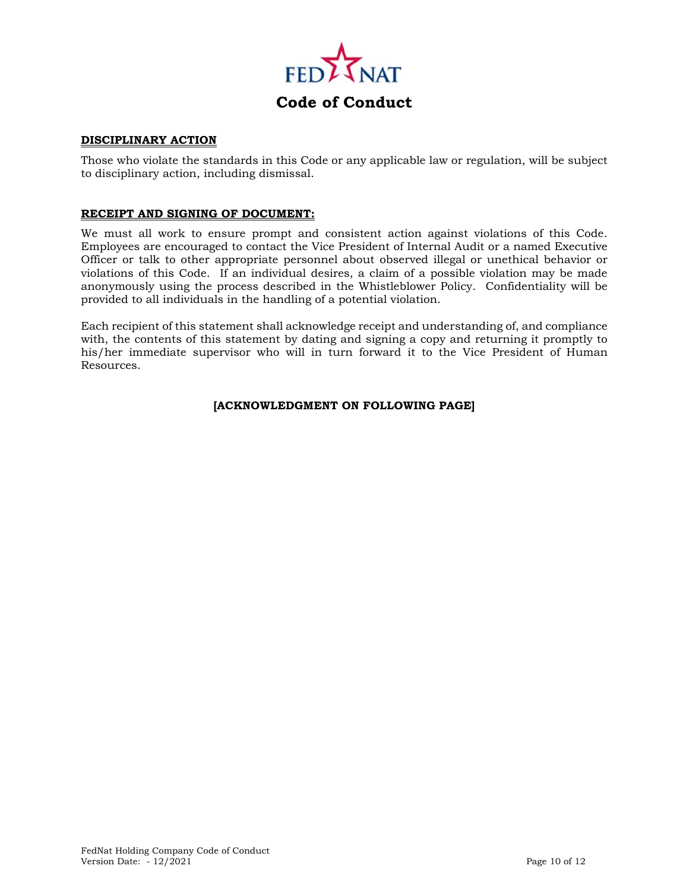## DISCIPLINARY ACTION

Those who violate the standards in this Code or any applicable law or regulation, will be subject to disciplinary action, including dismissal.

## RECEIPT AND SIGNING OF DOCUMENT:

We must all work to ensure prompt and consistent action against violations of this Code. Employees are encouraged to contact the Vice President of Internal Audit or a named Executive Officer or talk to other appropriate personnel about observed illegal or unethical behavior or violations of this Code. If an individual desires, a claim of a possible violation may be made anonymously using the process described in the Whistleblower Policy. Confidentiality will be provided to all individuals in the handling of a potential violation.

Each recipient of this statement shall acknowledge receipt and understanding of, and compliance with, the contents of this statement by dating and signing a copy and returning it promptly to his/her immediate supervisor who will in turn forward it to the Vice President of Human Resources.

**[ACKNOWLEDGMENT ON FOLLOWING PAGE]**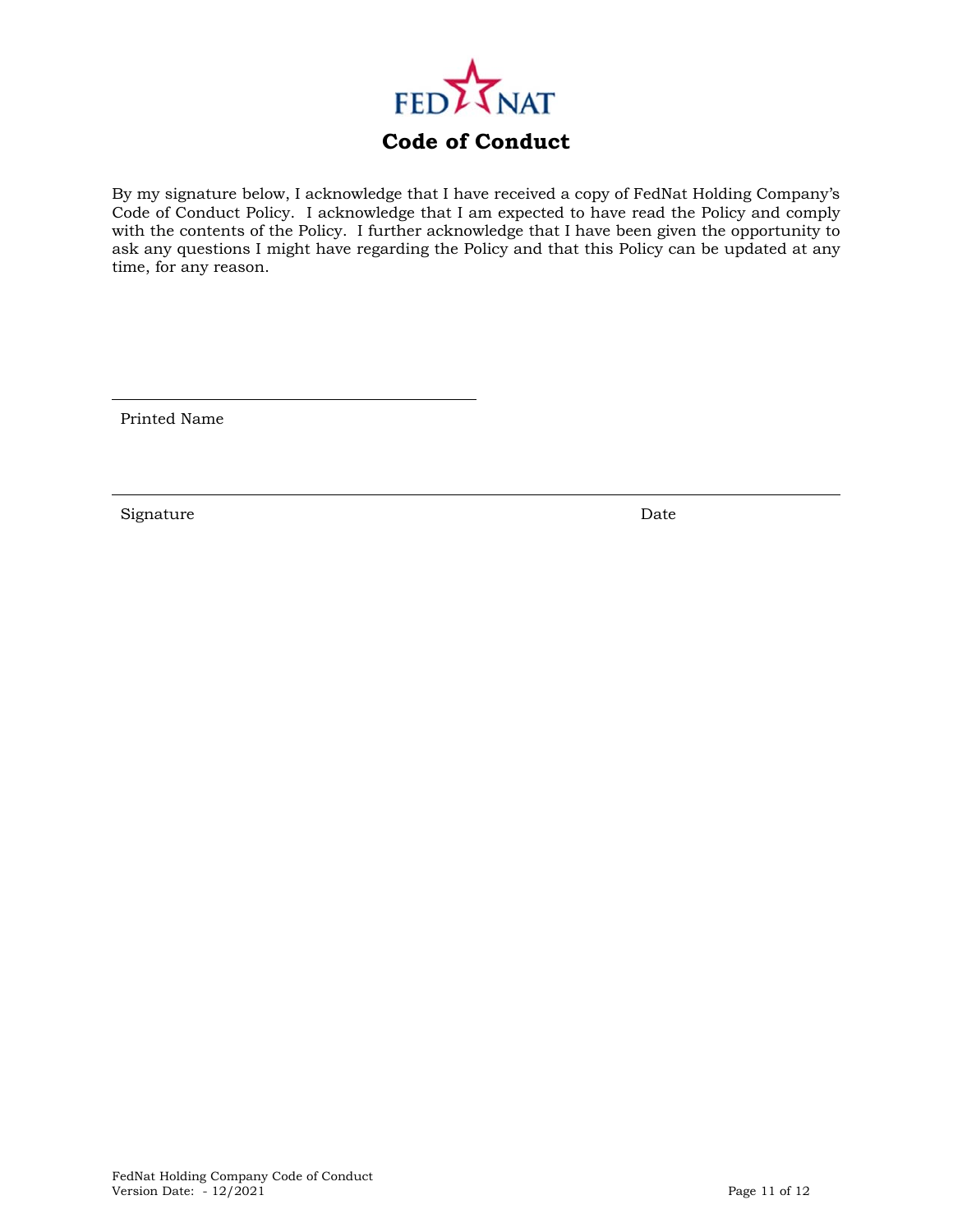FED NAT

# Code of Conduct

By my signature below, I acknowledge that I have received a copy of FedNat Holding Company's Code of Conduct Policy. I acknowledge that I am expected to have read the Policy and comply with the contents of the Policy. I further acknowledge that I have been given the opportunity to ask any questions I might have regarding the Policy and that this Policy can be updated at any time, for any reason.

\_\_\_\_\_\_\_\_\_\_\_\_\_\_\_\_\_\_\_\_\_\_\_\_\_\_\_\_\_\_\_\_\_\_\_\_\_\_\_\_

Printed Name

\_\_\_\_\_\_\_\_\_\_\_\_\_\_\_\_\_\_\_\_\_\_\_\_\_\_\_\_\_\_\_\_\_\_\_\_\_\_\_\_\_\_\_\_\_\_\_\_\_\_\_\_\_\_\_\_\_\_\_\_\_\_\_\_\_\_\_\_\_\_\_\_\_\_\_\_

Signature Date

FedNat Holding Company Code of Conduct
Version Date: - 12/2021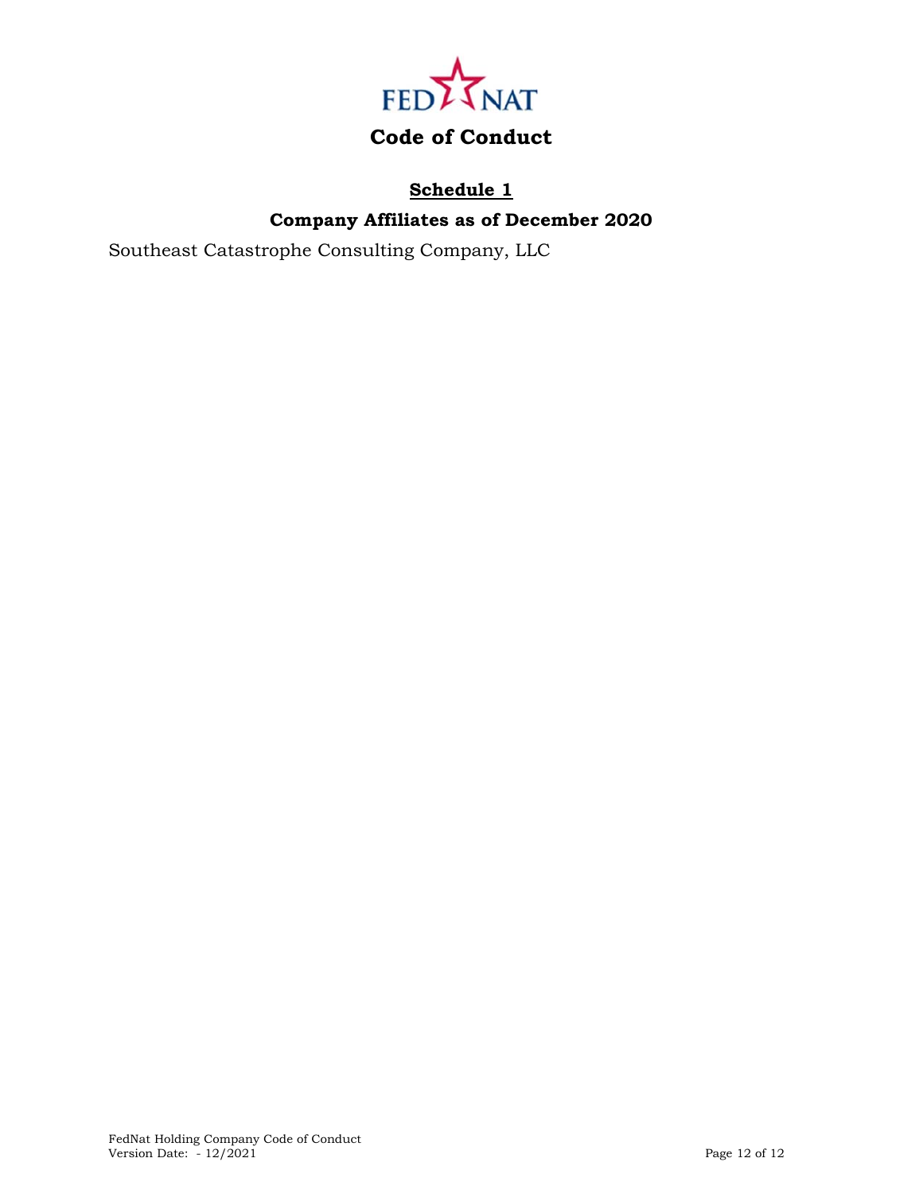# Code of Conduct

## Schedule 1

### Company Affiliates as of December 2020

Southeast Catastrophe Consulting Company, LLC